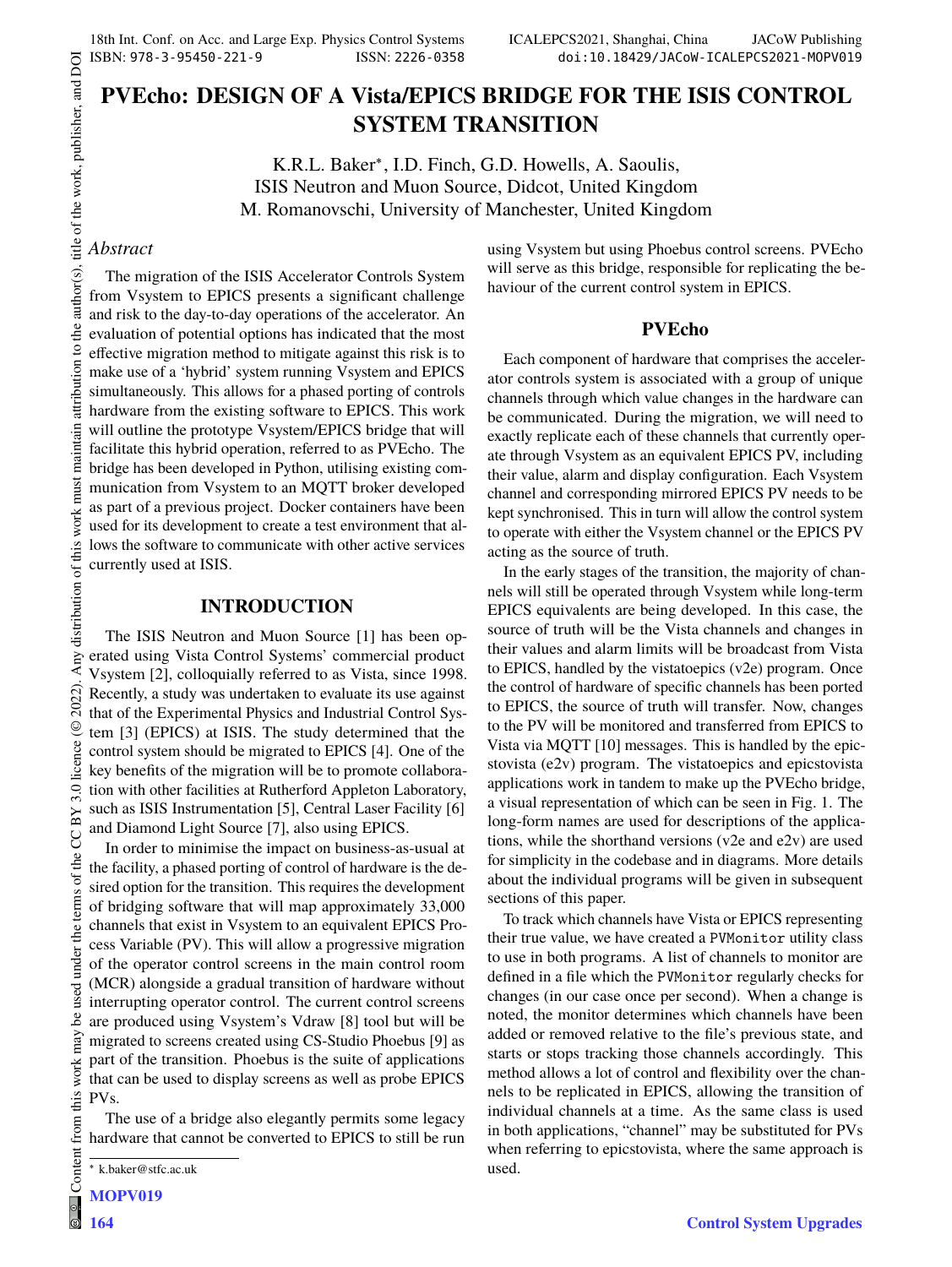# PVEcho: DESIGN OF A Vista/EPICS BRIDGE FOR THE ISIS CONTROL SYSTEM TRANSITION

K.R.L. Baker*, I.D. Finch, G.D. Howells, A. Saoulis,
ISIS Neutron and Muon Source, Didcot, United Kingdom
M. Romanovschi, University of Manchester, United Kingdom

## *Abstract*

The migration of the ISIS Accelerator Controls System from Vsystem to EPICS presents a significant challenge and risk to the day-to-day operations of the accelerator. An evaluation of potential options has indicated that the most effective migration method to mitigate against this risk is to make use of a 'hybrid' system running Vsystem and EPICS simultaneously. This allows for a phased porting of controls hardware from the existing software to EPICS. This work will outline the prototype Vsystem/EPICS bridge that will facilitate this hybrid operation, referred to as PVEcho. The bridge has been developed in Python, utilising existing communication from Vsystem to an MQTT broker developed as part of a previous project. Docker containers have been used for its development to create a test environment that allows the software to communicate with other active services currently used at ISIS.

## INTRODUCTION

The ISIS Neutron and Muon Source [1] has been operated using Vista Control Systems' commercial product Vsystem [2], colloquially referred to as Vista, since 1998. Recently, a study was undertaken to evaluate its use against that of the Experimental Physics and Industrial Control System [3] (EPICS) at ISIS. The study determined that the control system should be migrated to EPICS [4]. One of the key benefits of the migration will be to promote collaboration with other facilities at Rutherford Appleton Laboratory, such as ISIS Instrumentation [5], Central Laser Facility [6] and Diamond Light Source [7], also using EPICS.

In order to minimise the impact on business-as-usual at the facility, a phased porting of control of hardware is the desired option for the transition. This requires the development of bridging software that will map approximately 33,000 channels that exist in Vsystem to an equivalent EPICS Process Variable (PV). This will allow a progressive migration of the operator control screens in the main control room (MCR) alongside a gradual transition of hardware without interrupting operator control. The current control screens are produced using Vsystem's Vdraw [8] tool but will be migrated to screens created using CS-Studio Phoebus [9] as part of the transition. Phoebus is the suite of applications that can be used to display screens as well as probe EPICS PVs.

The use of a bridge also elegantly permits some legacy hardware that cannot be converted to EPICS to still be run using Vsystem but using Phoebus control screens. PVEcho will serve as this bridge, responsible for replicating the behaviour of the current control system in EPICS.

## PVEcho

Each component of hardware that comprises the accelerator controls system is associated with a group of unique channels through which value changes in the hardware can be communicated. During the migration, we will need to exactly replicate each of these channels that currently operate through Vsystem as an equivalent EPICS PV, including their value, alarm and display configuration. Each Vsystem channel and corresponding mirrored EPICS PV needs to be kept synchronised. This in turn will allow the control system to operate with either the Vsystem channel or the EPICS PV acting as the source of truth.

In the early stages of the transition, the majority of channels will still be operated through Vsystem while long-term EPICS equivalents are being developed. In this case, the source of truth will be the Vista channels and changes in their values and alarm limits will be broadcast from Vista to EPICS, handled by the vistatoepics (v2e) program. Once the control of hardware of specific channels has been ported to EPICS, the source of truth will transfer. Now, changes to the PV will be monitored and transferred from EPICS to Vista via MQTT [10] messages. This is handled by the epicstovista (e2v) program. The vistatoepics and epicstovista applications work in tandem to make up the PVEcho bridge, a visual representation of which can be seen in Fig. 1. The long-form names are used for descriptions of the applications, while the shorthand versions (v2e and e2v) are used for simplicity in the codebase and in diagrams. More details about the individual programs will be given in subsequent sections of this paper.

To track which channels have Vista or EPICS representing their true value, we have created a `PVMonitor` utility class to use in both programs. A list of channels to monitor are defined in a file which the `PVMonitor` regularly checks for changes (in our case once per second). When a change is noted, the monitor determines which channels have been added or removed relative to the file's previous state, and starts or stops tracking those channels accordingly. This method allows a lot of control and flexibility over the channels to be replicated in EPICS, allowing the transition of individual channels at a time. As the same class is used in both applications, "channel" may be substituted for PVs when referring to epicstovista, where the same approach is used.

* k.baker@stfc.ac.uk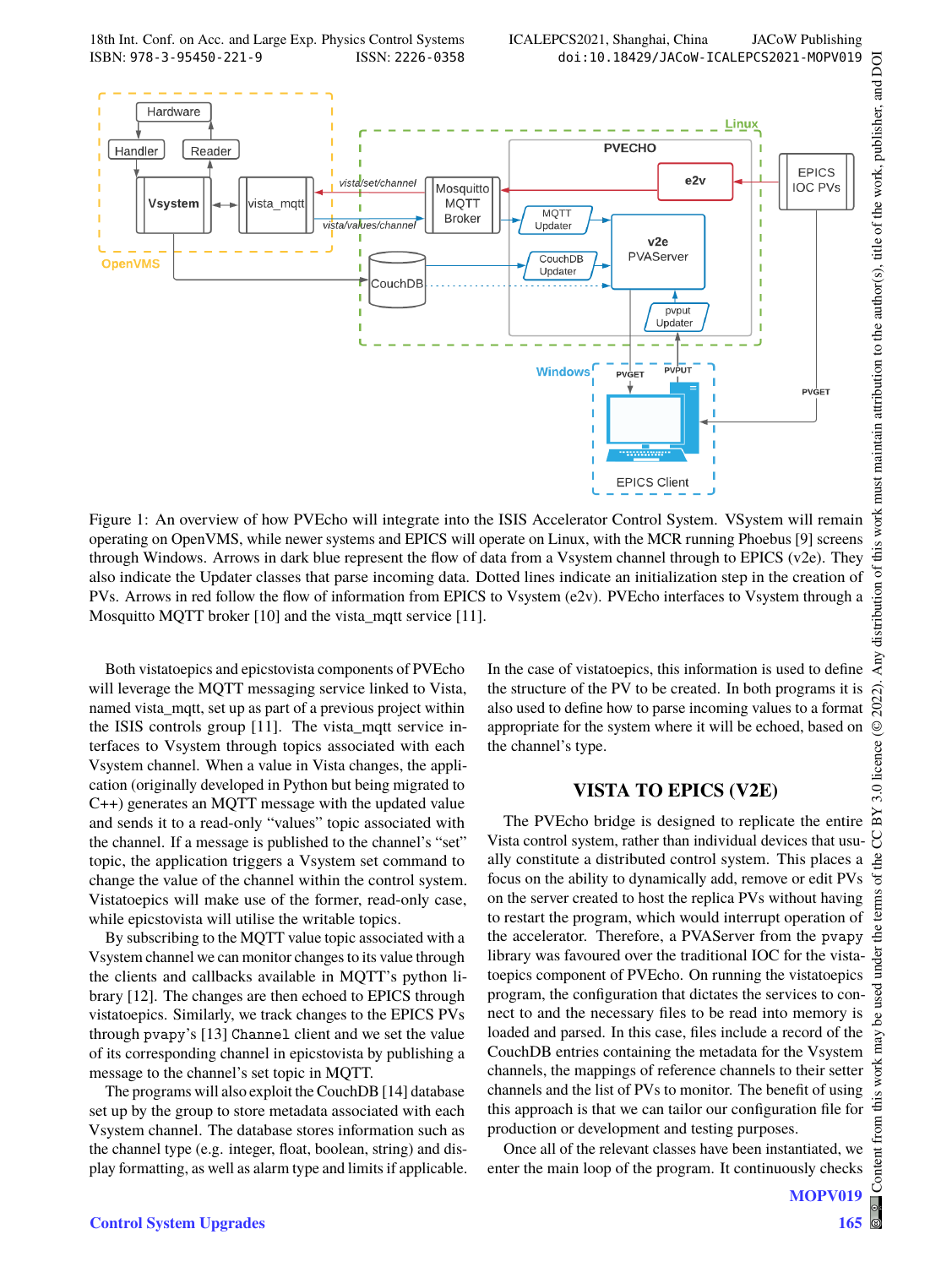Figure 1: An overview of how PVEcho will integrate into the ISIS Accelerator Control System. VSystem will remain operating on OpenVMS, while newer systems and EPICS will operate on Linux, with the MCR running Phoebus [9] screens through Windows. Arrows in dark blue represent the flow of data from a Vsystem channel through to EPICS (v2e). They also indicate the Updater classes that parse incoming data. Dotted lines indicate an initialization step in the creation of PVs. Arrows in red follow the flow of information from EPICS to Vsystem (e2v). PVEcho interfaces to Vsystem through a Mosquitto MQTT broker [10] and the vista_mqtt service [11].

Both vistatoepics and epicstovista components of PVEcho will leverage the MQTT messaging service linked to Vista, named vista_mqtt, set up as part of a previous project within the ISIS controls group [11]. The vista_mqtt service interfaces to Vsystem through topics associated with each Vsystem channel. When a value in Vista changes, the application (originally developed in Python but being migrated to C++) generates an MQTT message with the updated value and sends it to a read-only "values" topic associated with the channel. If a message is published to the channel's "set" topic, the application triggers a Vsystem set command to change the value of the channel within the control system. Vistatoepics will make use of the former, read-only case, while epicstovista will utilise the writable topics.

By subscribing to the MQTT value topic associated with a Vsystem channel we can monitor changes to its value through the clients and callbacks available in MQTT's python library [12]. The changes are then echoed to EPICS through vistatoepics. Similarly, we track changes to the EPICS PVs through `pvapy`'s [13] `Channel` client and we set the value of its corresponding channel in epicstovista by publishing a message to the channel's set topic in MQTT.

The programs will also exploit the CouchDB [14] database set up by the group to store metadata associated with each Vsystem channel. The database stores information such as the channel type (e.g. integer, float, boolean, string) and display formatting, as well as alarm type and limits if applicable. In the case of vistatoepics, this information is used to define the structure of the PV to be created. In both programs it is also used to define how to parse incoming values to a format appropriate for the system where it will be echoed, based on the channel's type.

## VISTA TO EPICS (V2E)

The PVEcho bridge is designed to replicate the entire Vista control system, rather than individual devices that usually constitute a distributed control system. This places a focus on the ability to dynamically add, remove or edit PVs on the server created to host the replica PVs without having to restart the program, which would interrupt operation of the accelerator. Therefore, a PVAServer from the `pvapy` library was favoured over the traditional IOC for the vistatoepics component of PVEcho. On running the vistatoepics program, the configuration that dictates the services to connect to and the necessary files to be read into memory is loaded and parsed. In this case, files include a record of the CouchDB entries containing the metadata for the Vsystem channels, the mappings of reference channels to their setter channels and the list of PVs to monitor. The benefit of using this approach is that we can tailor our configuration file for production or development and testing purposes.

Once all of the relevant classes have been instantiated, we enter the main loop of the program. It continuously checks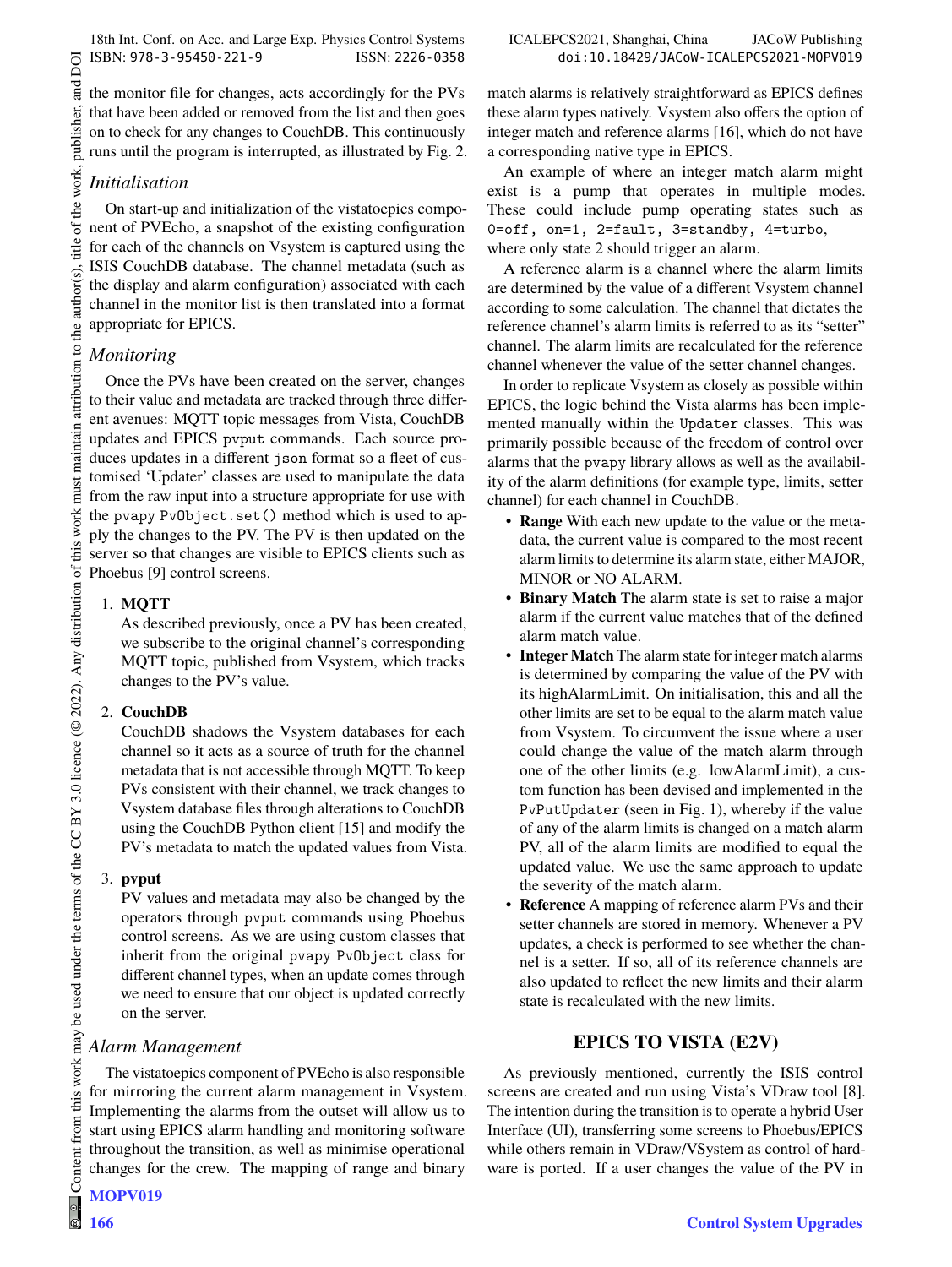the monitor file for changes, acts accordingly for the PVs that have been added or removed from the list and then goes on to check for any changes to CouchDB. This continuously runs until the program is interrupted, as illustrated by Fig. 2.

### *Initialisation*

On start-up and initialization of the vistatoepics component of PVEcho, a snapshot of the existing configuration for each of the channels on Vsystem is captured using the ISIS CouchDB database. The channel metadata (such as the display and alarm configuration) associated with each channel in the monitor list is then translated into a format appropriate for EPICS.

### *Monitoring*

Once the PVs have been created on the server, changes to their value and metadata are tracked through three different avenues: MQTT topic messages from Vista, CouchDB updates and EPICS `pvput` commands. Each source produces updates in a different `json` format so a fleet of customised 'Updater' classes are used to manipulate the data from the raw input into a structure appropriate for use with the `pvapy PvObject.set()` method which is used to apply the changes to the PV. The PV is then updated on the server so that changes are visible to EPICS clients such as Phoebus [9] control screens.

1. **MQTT**
   As described previously, once a PV has been created, we subscribe to the original channel's corresponding MQTT topic, published from Vsystem, which tracks changes to the PV's value.

2. **CouchDB**
   CouchDB shadows the Vsystem databases for each channel so it acts as a source of truth for the channel metadata that is not accessible through MQTT. To keep PVs consistent with their channel, we track changes to Vsystem database files through alterations to CouchDB using the CouchDB Python client [15] and modify the PV's metadata to match the updated values from Vista.

3. **pvput**
   PV values and metadata may also be changed by the operators through `pvput` commands using Phoebus control screens. As we are using custom classes that inherit from the original `pvapy PvObject` class for different channel types, when an update comes through we need to ensure that our object is updated correctly on the server.

### *Alarm Management*

The vistatoepics component of PVEcho is also responsible for mirroring the current alarm management in Vsystem. Implementing the alarms from the outset will allow us to start using EPICS alarm handling and monitoring software throughout the transition, as well as minimise operational changes for the crew. The mapping of range and binary match alarms is relatively straightforward as EPICS defines these alarm types natively. Vsystem also offers the option of integer match and reference alarms [16], which do not have a corresponding native type in EPICS.

An example of where an integer match alarm might exist is a pump that operates in multiple modes. These could include pump operating states such as `0=off, on=1, 2=fault, 3=standby, 4=turbo,` where only state 2 should trigger an alarm.

A reference alarm is a channel where the alarm limits are determined by the value of a different Vsystem channel according to some calculation. The channel that dictates the reference channel's alarm limits is referred to as its "setter" channel. The alarm limits are recalculated for the reference channel whenever the value of the setter channel changes.

In order to replicate Vsystem as closely as possible within EPICS, the logic behind the Vista alarms has been implemented manually within the `Updater` classes. This was primarily possible because of the freedom of control over alarms that the `pvapy` library allows as well as the availability of the alarm definitions (for example type, limits, setter channel) for each channel in CouchDB.

- **Range** With each new update to the value or the metadata, the current value is compared to the most recent alarm limits to determine its alarm state, either MAJOR, MINOR or NO ALARM.
- **Binary Match** The alarm state is set to raise a major alarm if the current value matches that of the defined alarm match value.
- **Integer Match** The alarm state for integer match alarms is determined by comparing the value of the PV with its highAlarmLimit. On initialisation, this and all the other limits are set to be equal to the alarm match value from Vsystem. To circumvent the issue where a user could change the value of the match alarm through one of the other limits (e.g. lowAlarmLimit), a custom function has been devised and implemented in the `PvPutUpdater` (seen in Fig. 1), whereby if the value of any of the alarm limits is changed on a match alarm PV, all of the alarm limits are modified to equal the updated value. We use the same approach to update the severity of the match alarm.
- **Reference** A mapping of reference alarm PVs and their setter channels are stored in memory. Whenever a PV updates, a check is performed to see whether the channel is a setter. If so, all of its reference channels are also updated to reflect the new limits and their alarm state is recalculated with the new limits.

## EPICS TO VISTA (E2V)

As previously mentioned, currently the ISIS control screens are created and run using Vista's VDraw tool [8]. The intention during the transition is to operate a hybrid User Interface (UI), transferring some screens to Phoebus/EPICS while others remain in VDraw/VSystem as control of hardware is ported. If a user changes the value of the PV in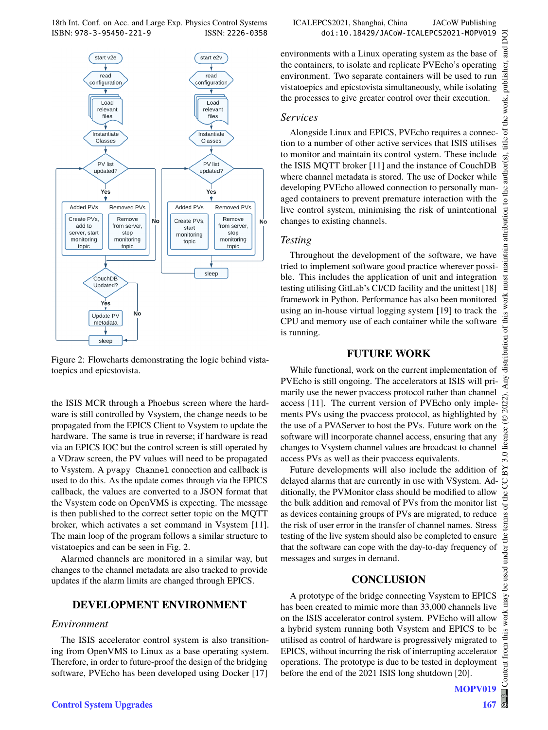Figure 2: Flowcharts demonstrating the logic behind vistatoepics and epicstovista.

the ISIS MCR through a Phoebus screen where the hardware is still controlled by Vsystem, the change needs to be propagated from the EPICS Client to Vsystem to update the hardware. The same is true in reverse; if hardware is read via an EPICS IOC but the control screen is still operated by a VDraw screen, the PV values will need to be propagated to Vsystem. A `pvapy Channel` connection and callback is used to do this. As the update comes through via the EPICS callback, the values are converted to a JSON format that the Vsystem code on OpenVMS is expecting. The message is then published to the correct setter topic on the MQTT broker, which activates a set command in Vsystem [11]. The main loop of the program follows a similar structure to vistatoepics and can be seen in Fig. 2.

Alarmed channels are monitored in a similar way, but changes to the channel metadata are also tracked to provide updates if the alarm limits are changed through EPICS.

## DEVELOPMENT ENVIRONMENT

### *Environment*

The ISIS accelerator control system is also transitioning from OpenVMS to Linux as a base operating system. Therefore, in order to future-proof the design of the bridging software, PVEcho has been developed using Docker [17] environments with a Linux operating system as the base of the containers, to isolate and replicate PVEcho's operating environment. Two separate containers will be used to run vistatoepics and epicstovista simultaneously, while isolating the processes to give greater control over their execution.

### *Services*

Alongside Linux and EPICS, PVEcho requires a connection to a number of other active services that ISIS utilises to monitor and maintain its control system. These include the ISIS MQTT broker [11] and the instance of CouchDB where channel metadata is stored. The use of Docker while developing PVEcho allowed connection to personally managed containers to prevent premature interaction with the live control system, minimising the risk of unintentional changes to existing channels.

### *Testing*

Throughout the development of the software, we have tried to implement software good practice wherever possible. This includes the application of unit and integration testing utilising GitLab's CI/CD facility and the unittest [18] framework in Python. Performance has also been monitored using an in-house virtual logging system [19] to track the CPU and memory use of each container while the software is running.

## FUTURE WORK

While functional, work on the current implementation of PVEcho is still ongoing. The accelerators at ISIS will primarily use the newer pvaccess protocol rather than channel access [11]. The current version of PVEcho only implements PVs using the pvaccess protocol, as highlighted by the use of a PVAServer to host the PVs. Future work on the software will incorporate channel access, ensuring that any changes to Vsystem channel values are broadcast to channel access PVs as well as their pvaccess equivalents.

Future developments will also include the addition of delayed alarms that are currently in use with VSystem. Additionally, the PVMonitor class should be modified to allow the bulk addition and removal of PVs from the monitor list as devices containing groups of PVs are migrated, to reduce the risk of user error in the transfer of channel names. Stress testing of the live system should also be completed to ensure that the software can cope with the day-to-day frequency of messages and surges in demand.

## CONCLUSION

A prototype of the bridge connecting Vsystem to EPICS has been created to mimic more than 33,000 channels live on the ISIS accelerator control system. PVEcho will allow a hybrid system running both Vsystem and EPICS to be utilised as control of hardware is progressively migrated to EPICS, without incurring the risk of interrupting accelerator operations. The prototype is due to be tested in deployment before the end of the 2021 ISIS long shutdown [20].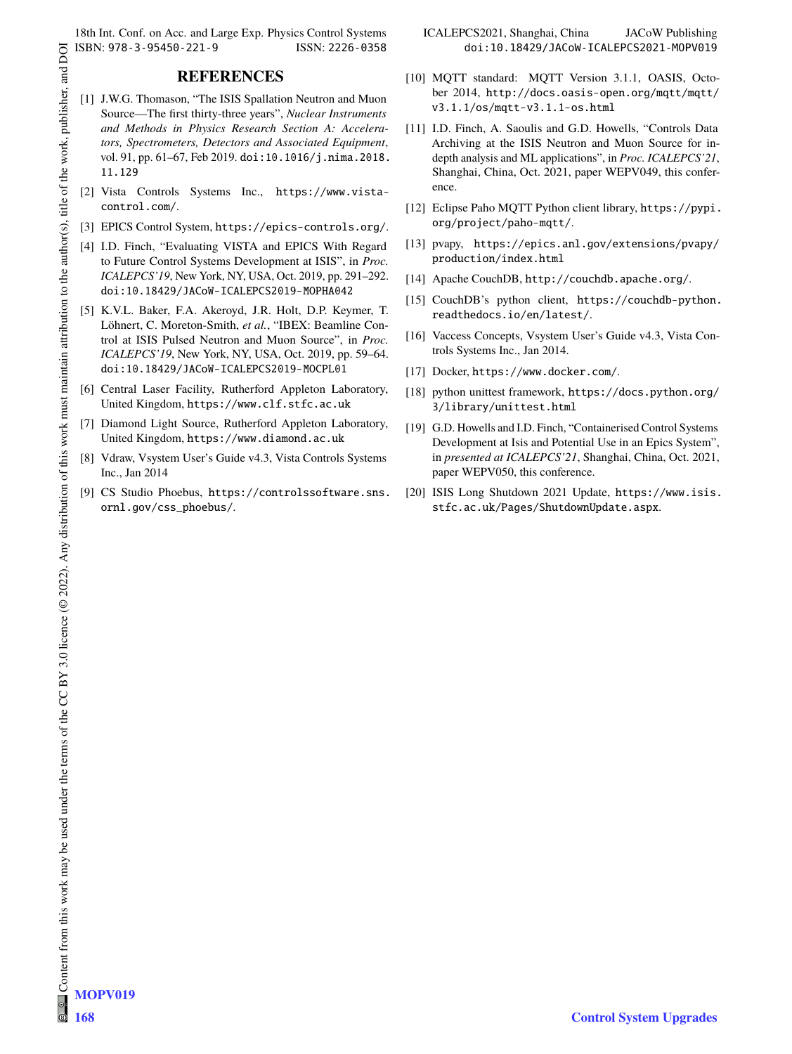## REFERENCES

[1] J.W.G. Thomason, "The ISIS Spallation Neutron and Muon Source—The first thirty-three years", *Nuclear Instruments and Methods in Physics Research Section A: Accelerators, Spectrometers, Detectors and Associated Equipment*, vol. 91, pp. 61–67, Feb 2019. doi:10.1016/j.nima.2018.11.129

[2] Vista Controls Systems Inc., https://www.vista-control.com/.

[3] EPICS Control System, https://epics-controls.org/.

[4] I.D. Finch, "Evaluating VISTA and EPICS With Regard to Future Control Systems Development at ISIS", in *Proc. ICALEPCS'19*, New York, NY, USA, Oct. 2019, pp. 291–292. doi:10.18429/JACoW-ICALEPCS2019-MOPHA042

[5] K.V.L. Baker, F.A. Akeroyd, J.R. Holt, D.P. Keymer, T. Löhnert, C. Moreton-Smith, *et al.*, "IBEX: Beamline Control at ISIS Pulsed Neutron and Muon Source", in *Proc. ICALEPCS'19*, New York, NY, USA, Oct. 2019, pp. 59–64. doi:10.18429/JACoW-ICALEPCS2019-MOCPL01

[6] Central Laser Facility, Rutherford Appleton Laboratory, United Kingdom, https://www.clf.stfc.ac.uk

[7] Diamond Light Source, Rutherford Appleton Laboratory, United Kingdom, https://www.diamond.ac.uk

[8] Vdraw, Vsystem User's Guide v4.3, Vista Controls Systems Inc., Jan 2014

[9] CS Studio Phoebus, https://controlssoftware.sns.ornl.gov/css_phoebus/.

[10] MQTT standard: MQTT Version 3.1.1, OASIS, October 2014, http://docs.oasis-open.org/mqtt/mqtt/v3.1.1/os/mqtt-v3.1.1-os.html

[11] I.D. Finch, A. Saoulis and G.D. Howells, "Controls Data Archiving at the ISIS Neutron and Muon Source for in-depth analysis and ML applications", in *Proc. ICALEPCS'21*, Shanghai, China, Oct. 2021, paper WEPV049, this conference.

[12] Eclipse Paho MQTT Python client library, https://pypi.org/project/paho-mqtt/.

[13] pvapy, https://epics.anl.gov/extensions/pvapy/production/index.html

[14] Apache CouchDB, http://couchdb.apache.org/.

[15] CouchDB's python client, https://couchdb-python.readthedocs.io/en/latest/.

[16] Vaccess Concepts, Vsystem User's Guide v4.3, Vista Controls Systems Inc., Jan 2014.

[17] Docker, https://www.docker.com/.

[18] python unittest framework, https://docs.python.org/3/library/unittest.html

[19] G.D. Howells and I.D. Finch, "Containerised Control Systems Development at Isis and Potential Use in an Epics System", in *presented at ICALEPCS'21*, Shanghai, China, Oct. 2021, paper WEPV050, this conference.

[20] ISIS Long Shutdown 2021 Update, https://www.isis.stfc.ac.uk/Pages/ShutdownUpdate.aspx.